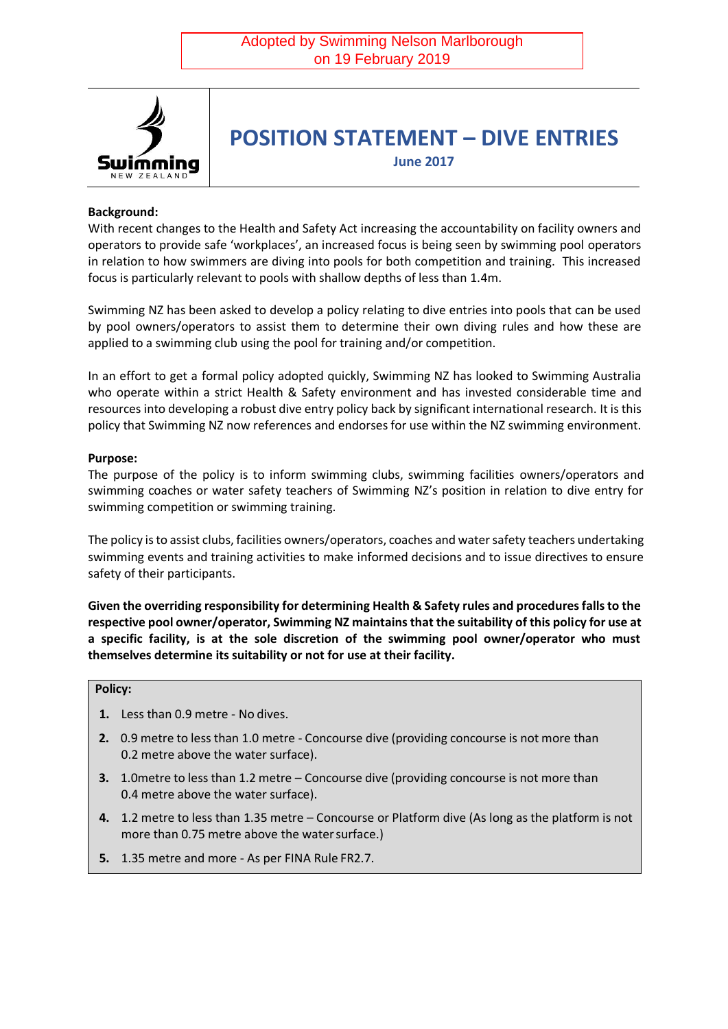Adopted by Swimming Nelson Marlborough
on 19 February 2019

Swimming NEW ZEALAND

# POSITION STATEMENT – DIVE ENTRIES

**June 2017**

**Background:**

With recent changes to the Health and Safety Act increasing the accountability on facility owners and operators to provide safe 'workplaces', an increased focus is being seen by swimming pool operators in relation to how swimmers are diving into pools for both competition and training. This increased focus is particularly relevant to pools with shallow depths of less than 1.4m.

Swimming NZ has been asked to develop a policy relating to dive entries into pools that can be used by pool owners/operators to assist them to determine their own diving rules and how these are applied to a swimming club using the pool for training and/or competition.

In an effort to get a formal policy adopted quickly, Swimming NZ has looked to Swimming Australia who operate within a strict Health & Safety environment and has invested considerable time and resources into developing a robust dive entry policy back by significant international research. It is this policy that Swimming NZ now references and endorses for use within the NZ swimming environment.

**Purpose:**

The purpose of the policy is to inform swimming clubs, swimming facilities owners/operators and swimming coaches or water safety teachers of Swimming NZ's position in relation to dive entry for swimming competition or swimming training.

The policy is to assist clubs, facilities owners/operators, coaches and water safety teachers undertaking swimming events and training activities to make informed decisions and to issue directives to ensure safety of their participants.

**Given the overriding responsibility for determining Health & Safety rules and procedures falls to the respective pool owner/operator, Swimming NZ maintains that the suitability of this policy for use at a specific facility, is at the sole discretion of the swimming pool owner/operator who must themselves determine its suitability or not for use at their facility.**

**Policy:**

1. Less than 0.9 metre - No dives.
2. 0.9 metre to less than 1.0 metre - Concourse dive (providing concourse is not more than 0.2 metre above the water surface).
3. 1.0metre to less than 1.2 metre – Concourse dive (providing concourse is not more than 0.4 metre above the water surface).
4. 1.2 metre to less than 1.35 metre – Concourse or Platform dive (As long as the platform is not more than 0.75 metre above the water surface.)
5. 1.35 metre and more - As per FINA Rule FR2.7.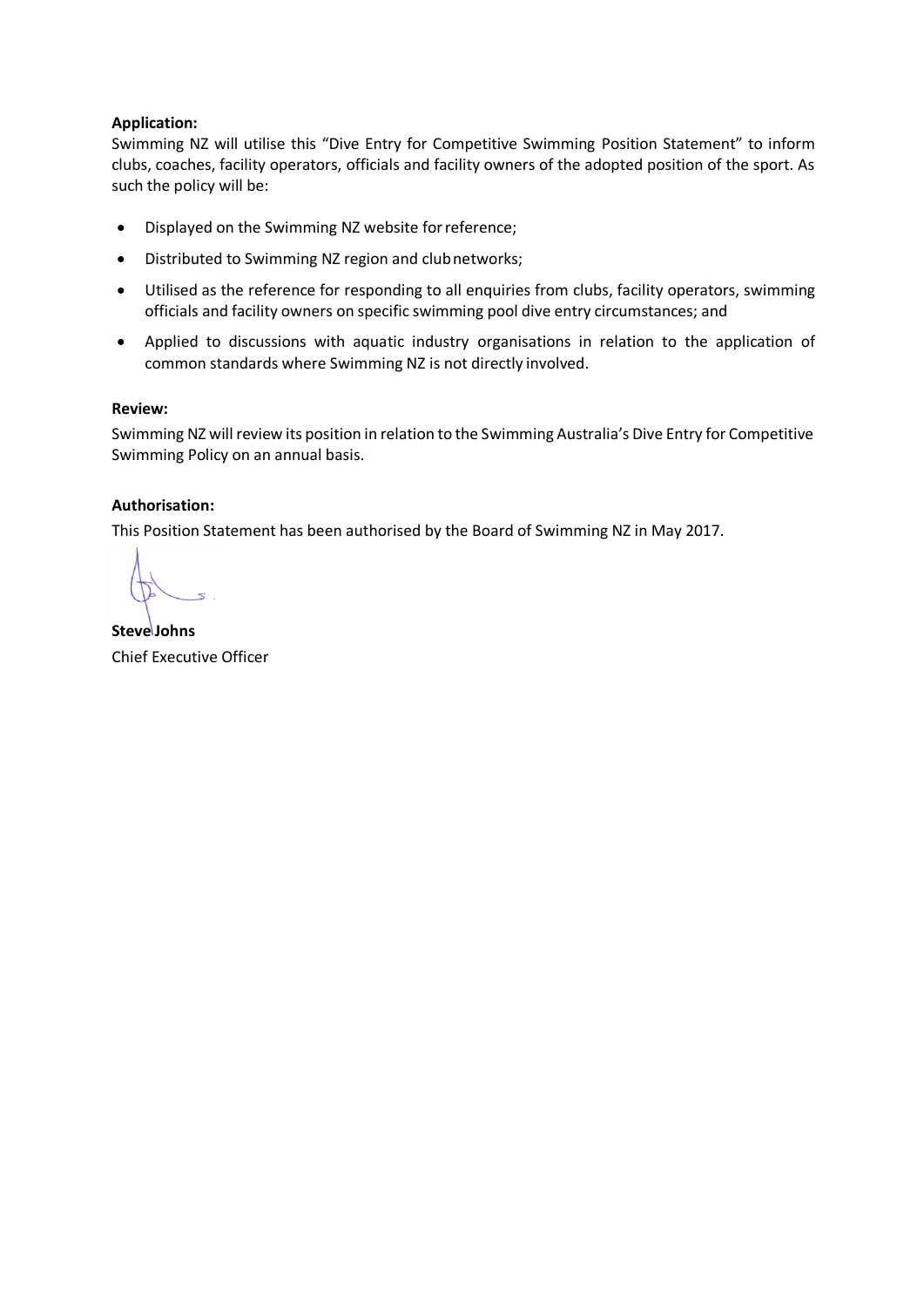**Application:**

Swimming NZ will utilise this "Dive Entry for Competitive Swimming Position Statement" to inform clubs, coaches, facility operators, officials and facility owners of the adopted position of the sport. As such the policy will be:

- Displayed on the Swimming NZ website for reference;
- Distributed to Swimming NZ region and club networks;
- Utilised as the reference for responding to all enquiries from clubs, facility operators, swimming officials and facility owners on specific swimming pool dive entry circumstances; and
- Applied to discussions with aquatic industry organisations in relation to the application of common standards where Swimming NZ is not directly involved.

**Review:**

Swimming NZ will review its position in relation to the Swimming Australia's Dive Entry for Competitive Swimming Policy on an annual basis.

**Authorisation:**

This Position Statement has been authorised by the Board of Swimming NZ in May 2017.

**Steve Johns**
Chief Executive Officer